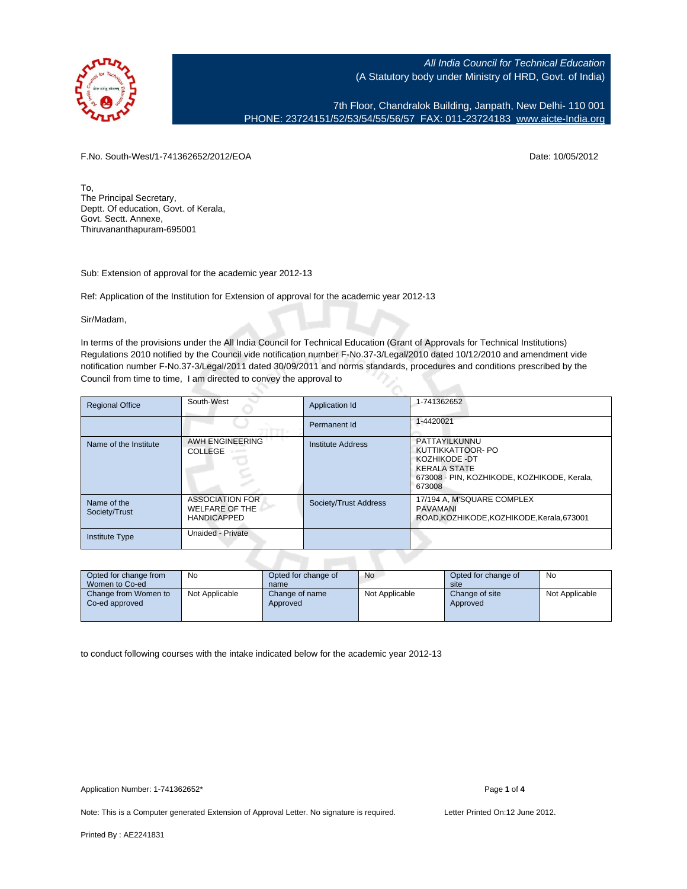All India Council for Technical Education
(A Statutory body under Ministry of HRD, Govt. of India)

7th Floor, Chandralok Building, Janpath, New Delhi- 110 001
PHONE: 23724151/52/53/54/55/56/57 FAX: 011-23724183 www.aicte-India.org

F.No. South-West/1-741362652/2012/EOA

Date: 10/05/2012

To,
The Principal Secretary,
Deptt. Of education, Govt. of Kerala,
Govt. Sectt. Annexe,
Thiruvananthapuram-695001

Sub: Extension of approval for the academic year 2012-13

Ref: Application of the Institution for Extension of approval for the academic year 2012-13

Sir/Madam,

In terms of the provisions under the All India Council for Technical Education (Grant of Approvals for Technical Institutions) Regulations 2010 notified by the Council vide notification number F-No.37-3/Legal/2010 dated 10/12/2010 and amendment vide notification number F-No.37-3/Legal/2011 dated 30/09/2011 and norms standards, procedures and conditions prescribed by the Council from time to time, I am directed to convey the approval to

| Regional Office | South-West | Application Id | 1-741362652 |
|---|---|---|---|
| | | Permanent Id | 1-4420021 |
| Name of the Institute | AWH ENGINEERING COLLEGE | Institute Address | PATTAYILKUNNU KUTTIKKATTOOR- PO KOZHIKODE -DT KERALA STATE 673008 - PIN, KOZHIKODE, KOZHIKODE, Kerala, 673008 |
| Name of the Society/Trust | ASSOCIATION FOR WELFARE OF THE HANDICAPPED | Society/Trust Address | 17/194 A, M'SQUARE COMPLEX PAVAMANI ROAD,KOZHIKODE,KOZHIKODE,Kerala,673001 |
| Institute Type | Unaided - Private | | |

| Opted for change from Women to Co-ed | No | Opted for change of name | No | Opted for change of site | No |
|---|---|---|---|---|---|
| Change from Women to Co-ed approved | Not Applicable | Change of name Approved | Not Applicable | Change of site Approved | Not Applicable |

to conduct following courses with the intake indicated below for the academic year 2012-13

Application Number: 1-741362652*

Note: This is a Computer generated Extension of Approval Letter. No signature is required.

Letter Printed On:12 June 2012.

Printed By : AE2241831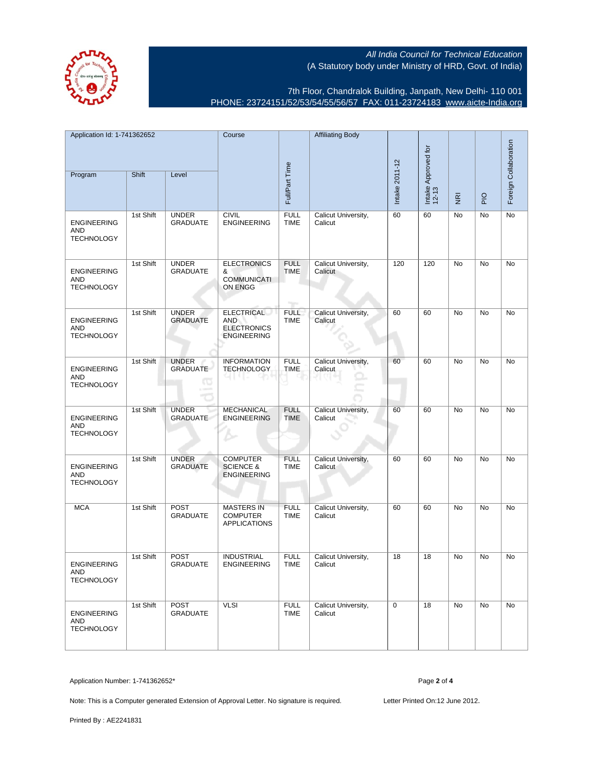All India Council for Technical Education
(A Statutory body under Ministry of HRD, Govt. of India)

7th Floor, Chandralok Building, Janpath, New Delhi- 110 001
PHONE: 23724151/52/53/54/55/56/57 FAX: 011-23724183 www.aicte-India.org

| Application Id: 1-741362652 | | | Course | Full/Part Time | Affiliating Body | Intake 2011-12 | Intake Approved for 12-13 | NRI | PIO | Foreign Collaboration |
|---|---|---|---|---|---|---|---|---|---|---|
| Program | Shift | Level | | | | | | | | |
| ENGINEERING AND TECHNOLOGY | 1st Shift | UNDER GRADUATE | CIVIL ENGINEERING | FULL TIME | Calicut University, Calicut | 60 | 60 | No | No | No |
| ENGINEERING AND TECHNOLOGY | 1st Shift | UNDER GRADUATE | ELECTRONICS & COMMUNICATION ENGG | FULL TIME | Calicut University, Calicut | 120 | 120 | No | No | No |
| ENGINEERING AND TECHNOLOGY | 1st Shift | UNDER GRADUATE | ELECTRICAL AND ELECTRONICS ENGINEERING | FULL TIME | Calicut University, Calicut | 60 | 60 | No | No | No |
| ENGINEERING AND TECHNOLOGY | 1st Shift | UNDER GRADUATE | INFORMATION TECHNOLOGY | FULL TIME | Calicut University, Calicut | 60 | 60 | No | No | No |
| ENGINEERING AND TECHNOLOGY | 1st Shift | UNDER GRADUATE | MECHANICAL ENGINEERING | FULL TIME | Calicut University, Calicut | 60 | 60 | No | No | No |
| ENGINEERING AND TECHNOLOGY | 1st Shift | UNDER GRADUATE | COMPUTER SCIENCE & ENGINEERING | FULL TIME | Calicut University, Calicut | 60 | 60 | No | No | No |
| MCA | 1st Shift | POST GRADUATE | MASTERS IN COMPUTER APPLICATIONS | FULL TIME | Calicut University, Calicut | 60 | 60 | No | No | No |
| ENGINEERING AND TECHNOLOGY | 1st Shift | POST GRADUATE | INDUSTRIAL ENGINEERING | FULL TIME | Calicut University, Calicut | 18 | 18 | No | No | No |
| ENGINEERING AND TECHNOLOGY | 1st Shift | POST GRADUATE | VLSI | FULL TIME | Calicut University, Calicut | 0 | 18 | No | No | No |

Application Number: 1-741362652*

Note: This is a Computer generated Extension of Approval Letter. No signature is required.

Letter Printed On:12 June 2012.

Printed By : AE2241831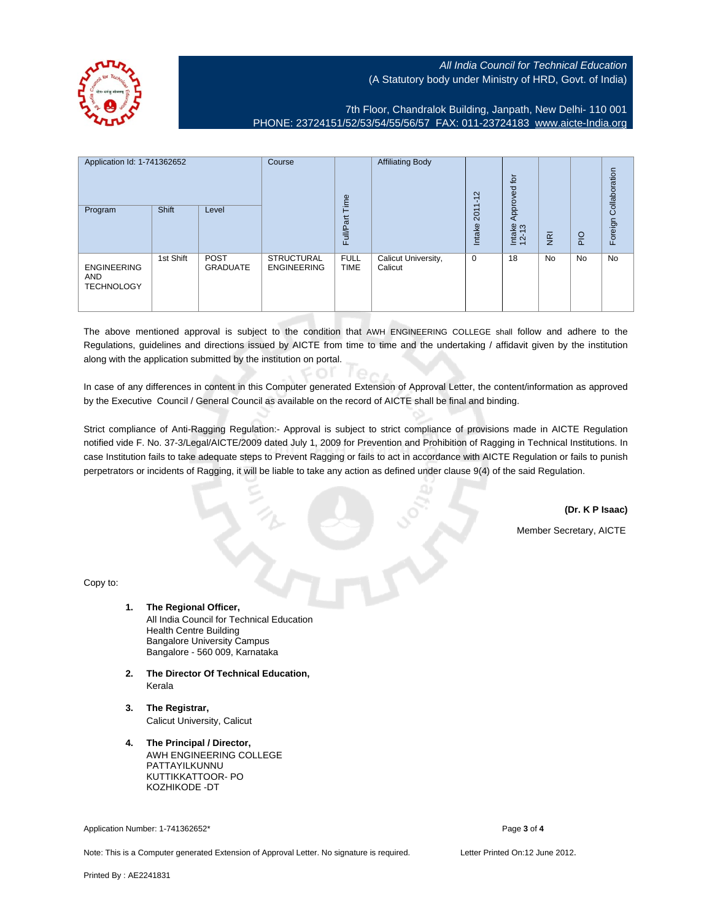All India Council for Technical Education
(A Statutory body under Ministry of HRD, Govt. of India)

7th Floor, Chandralok Building, Janpath, New Delhi- 110 001
PHONE: 23724151/52/53/54/55/56/57 FAX: 011-23724183 www.aicte-India.org

| Application Id: 1-741362652 | | | Course | Full/Part Time | Affiliating Body | Intake 2011-12 | Intake Approved for 12-13 | NRI | PIO | Foreign Collaboration |
|---|---|---|---|---|---|---|---|---|---|---|
| Program | Shift | Level | | | | | | | | |
| ENGINEERING AND TECHNOLOGY | 1st Shift | POST GRADUATE | STRUCTURAL ENGINEERING | FULL TIME | Calicut University, Calicut | 0 | 18 | No | No | No |

The above mentioned approval is subject to the condition that AWH ENGINEERING COLLEGE shall follow and adhere to the Regulations, guidelines and directions issued by AICTE from time to time and the undertaking / affidavit given by the institution along with the application submitted by the institution on portal.

In case of any differences in content in this Computer generated Extension of Approval Letter, the content/information as approved by the Executive Council / General Council as available on the record of AICTE shall be final and binding.

Strict compliance of Anti-Ragging Regulation:- Approval is subject to strict compliance of provisions made in AICTE Regulation notified vide F. No. 37-3/Legal/AICTE/2009 dated July 1, 2009 for Prevention and Prohibition of Ragging in Technical Institutions. In case Institution fails to take adequate steps to Prevent Ragging or fails to act in accordance with AICTE Regulation or fails to punish perpetrators or incidents of Ragging, it will be liable to take any action as defined under clause 9(4) of the said Regulation.

**(Dr. K P Isaac)**

Member Secretary, AICTE

Copy to:

1. **The Regional Officer,**
   All India Council for Technical Education
   Health Centre Building
   Bangalore University Campus
   Bangalore - 560 009, Karnataka

2. **The Director Of Technical Education,**
   Kerala

3. **The Registrar,**
   Calicut University, Calicut

4. **The Principal / Director,**
   AWH ENGINEERING COLLEGE
   PATTAYILKUNNU
   KUTTIKKATTOOR- PO
   KOZHIKODE -DT

Application Number: 1-741362652*

Note: This is a Computer generated Extension of Approval Letter. No signature is required. Letter Printed On:12 June 2012.

Printed By : AE2241831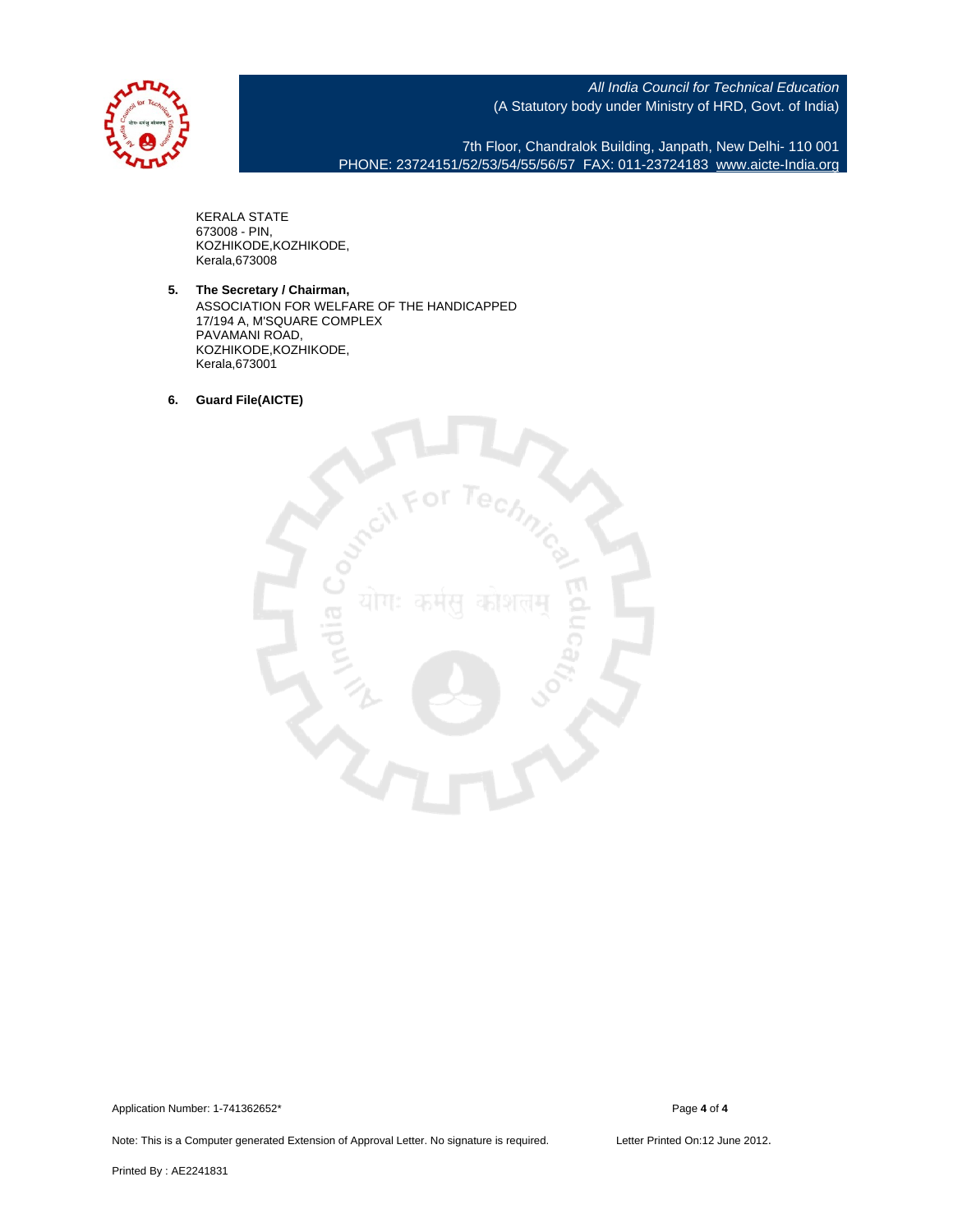KERALA STATE
673008 - PIN,
KOZHIKODE,KOZHIKODE,
Kerala,673008

5. **The Secretary / Chairman,**
   ASSOCIATION FOR WELFARE OF THE HANDICAPPED
   17/194 A, M'SQUARE COMPLEX
   PAVAMANI ROAD,
   KOZHIKODE,KOZHIKODE,
   Kerala,673001

6. **Guard File(AICTE)**

Application Number: 1-741362652*

Note: This is a Computer generated Extension of Approval Letter. No signature is required.

Letter Printed On:12 June 2012.

Printed By : AE2241831